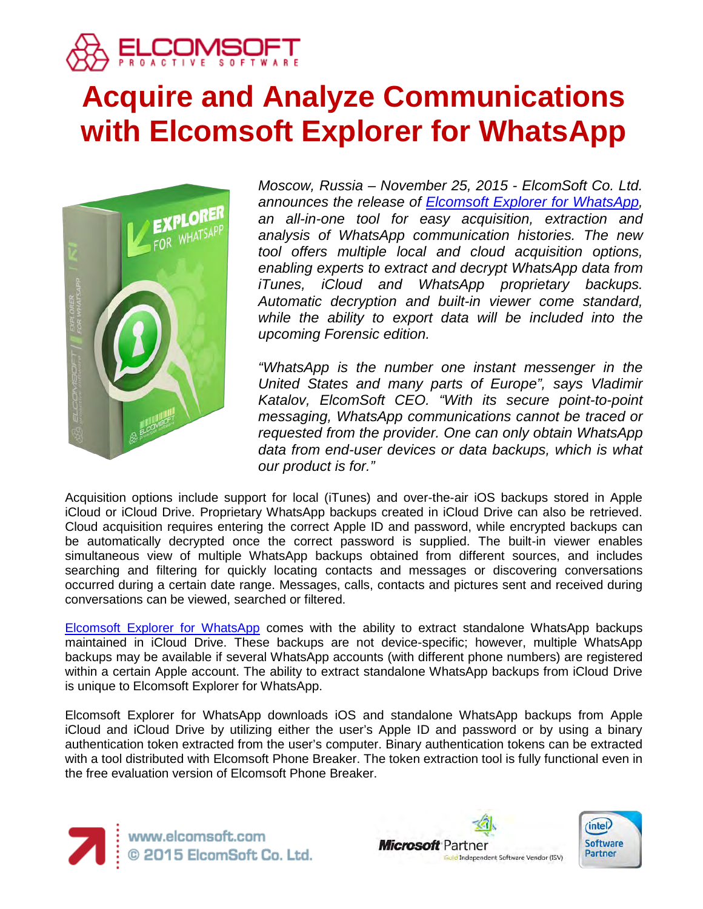# Acquire and Analyze Communications with Elcomsoft Explorer for WhatsApp

*Moscow, Russia – November 25, 2015 - ElcomSoft Co. Ltd. announces the release of [Elcomsoft Explorer for WhatsApp](), an all-in-one tool for easy acquisition, extraction and analysis of WhatsApp communication histories. The new tool offers multiple local and cloud acquisition options, enabling experts to extract and decrypt WhatsApp data from iTunes, iCloud and WhatsApp proprietary backups. Automatic decryption and built-in viewer come standard, while the ability to export data will be included into the upcoming Forensic edition.*

*"WhatsApp is the number one instant messenger in the United States and many parts of Europe", says Vladimir Katalov, ElcomSoft CEO. "With its secure point-to-point messaging, WhatsApp communications cannot be traced or requested from the provider. One can only obtain WhatsApp data from end-user devices or data backups, which is what our product is for."*

Acquisition options include support for local (iTunes) and over-the-air iOS backups stored in Apple iCloud or iCloud Drive. Proprietary WhatsApp backups created in iCloud Drive can also be retrieved. Cloud acquisition requires entering the correct Apple ID and password, while encrypted backups can be automatically decrypted once the correct password is supplied. The built-in viewer enables simultaneous view of multiple WhatsApp backups obtained from different sources, and includes searching and filtering for quickly locating contacts and messages or discovering conversations occurred during a certain date range. Messages, calls, contacts and pictures sent and received during conversations can be viewed, searched or filtered.

[Elcomsoft Explorer for WhatsApp]() comes with the ability to extract standalone WhatsApp backups maintained in iCloud Drive. These backups are not device-specific; however, multiple WhatsApp backups may be available if several WhatsApp accounts (with different phone numbers) are registered within a certain Apple account. The ability to extract standalone WhatsApp backups from iCloud Drive is unique to Elcomsoft Explorer for WhatsApp.

Elcomsoft Explorer for WhatsApp downloads iOS and standalone WhatsApp backups from Apple iCloud and iCloud Drive by utilizing either the user's Apple ID and password or by using a binary authentication token extracted from the user's computer. Binary authentication tokens can be extracted with a tool distributed with Elcomsoft Phone Breaker. The token extraction tool is fully functional even in the free evaluation version of Elcomsoft Phone Breaker.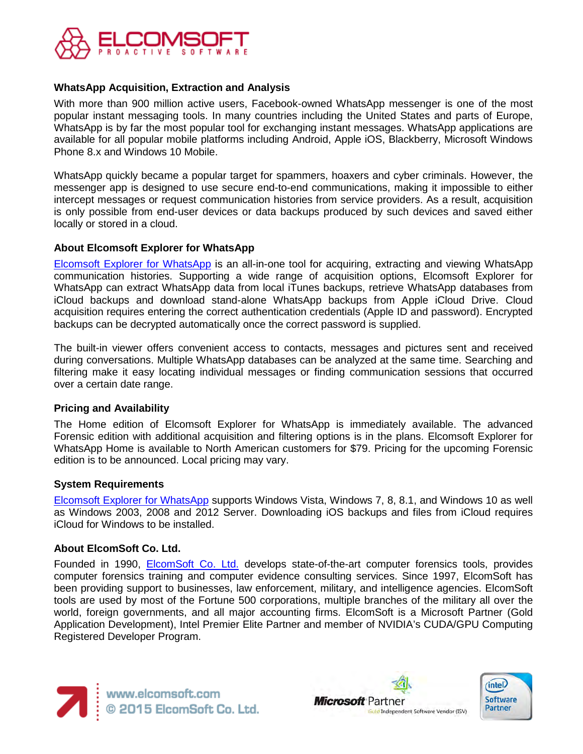## WhatsApp Acquisition, Extraction and Analysis

With more than 900 million active users, Facebook-owned WhatsApp messenger is one of the most popular instant messaging tools. In many countries including the United States and parts of Europe, WhatsApp is by far the most popular tool for exchanging instant messages. WhatsApp applications are available for all popular mobile platforms including Android, Apple iOS, Blackberry, Microsoft Windows Phone 8.x and Windows 10 Mobile.

WhatsApp quickly became a popular target for spammers, hoaxers and cyber criminals. However, the messenger app is designed to use secure end-to-end communications, making it impossible to either intercept messages or request communication histories from service providers. As a result, acquisition is only possible from end-user devices or data backups produced by such devices and saved either locally or stored in a cloud.

## About Elcomsoft Explorer for WhatsApp

Elcomsoft Explorer for WhatsApp is an all-in-one tool for acquiring, extracting and viewing WhatsApp communication histories. Supporting a wide range of acquisition options, Elcomsoft Explorer for WhatsApp can extract WhatsApp data from local iTunes backups, retrieve WhatsApp databases from iCloud backups and download stand-alone WhatsApp backups from Apple iCloud Drive. Cloud acquisition requires entering the correct authentication credentials (Apple ID and password). Encrypted backups can be decrypted automatically once the correct password is supplied.

The built-in viewer offers convenient access to contacts, messages and pictures sent and received during conversations. Multiple WhatsApp databases can be analyzed at the same time. Searching and filtering make it easy locating individual messages or finding communication sessions that occurred over a certain date range.

## Pricing and Availability

The Home edition of Elcomsoft Explorer for WhatsApp is immediately available. The advanced Forensic edition with additional acquisition and filtering options is in the plans. Elcomsoft Explorer for WhatsApp Home is available to North American customers for $79. Pricing for the upcoming Forensic edition is to be announced. Local pricing may vary.

## System Requirements

Elcomsoft Explorer for WhatsApp supports Windows Vista, Windows 7, 8, 8.1, and Windows 10 as well as Windows 2003, 2008 and 2012 Server. Downloading iOS backups and files from iCloud requires iCloud for Windows to be installed.

## About ElcomSoft Co. Ltd.

Founded in 1990, ElcomSoft Co. Ltd. develops state-of-the-art computer forensics tools, provides computer forensics training and computer evidence consulting services. Since 1997, ElcomSoft has been providing support to businesses, law enforcement, military, and intelligence agencies. ElcomSoft tools are used by most of the Fortune 500 corporations, multiple branches of the military all over the world, foreign governments, and all major accounting firms. ElcomSoft is a Microsoft Partner (Gold Application Development), Intel Premier Elite Partner and member of NVIDIA's CUDA/GPU Computing Registered Developer Program.

www.elcomsoft.com
© 2015 ElcomSoft Co. Ltd.